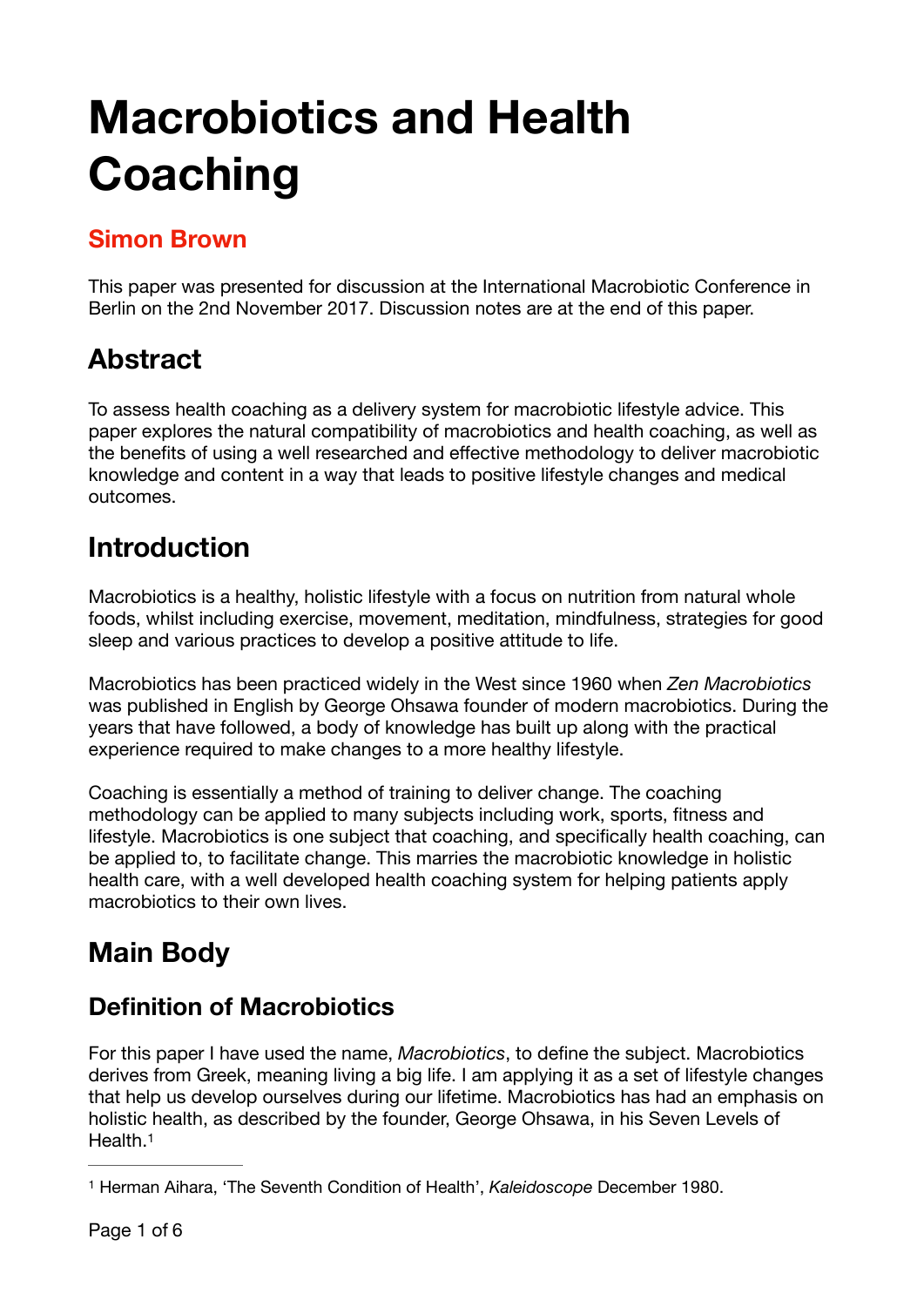# Macrobiotics and Health Coaching

## Simon Brown

This paper was presented for discussion at the International Macrobiotic Conference in Berlin on the 2nd November 2017. Discussion notes are at the end of this paper.

## Abstract

To assess health coaching as a delivery system for macrobiotic lifestyle advice. This paper explores the natural compatibility of macrobiotics and health coaching, as well as the benefits of using a well researched and effective methodology to deliver macrobiotic knowledge and content in a way that leads to positive lifestyle changes and medical outcomes.

## Introduction

Macrobiotics is a healthy, holistic lifestyle with a focus on nutrition from natural whole foods, whilst including exercise, movement, meditation, mindfulness, strategies for good sleep and various practices to develop a positive attitude to life.

Macrobiotics has been practiced widely in the West since 1960 when *Zen Macrobiotics* was published in English by George Ohsawa founder of modern macrobiotics. During the years that have followed, a body of knowledge has built up along with the practical experience required to make changes to a more healthy lifestyle.

Coaching is essentially a method of training to deliver change. The coaching methodology can be applied to many subjects including work, sports, fitness and lifestyle. Macrobiotics is one subject that coaching, and specifically health coaching, can be applied to, to facilitate change. This marries the macrobiotic knowledge in holistic health care, with a well developed health coaching system for helping patients apply macrobiotics to their own lives.

## Main Body

### Definition of Macrobiotics

For this paper I have used the name, *Macrobiotics*, to define the subject. Macrobiotics derives from Greek, meaning living a big life. I am applying it as a set of lifestyle changes that help us develop ourselves during our lifetime. Macrobiotics has had an emphasis on holistic health, as described by the founder, George Ohsawa, in his Seven Levels of Health.[1]

[1] Herman Aihara, 'The Seventh Condition of Health', *Kaleidoscope* December 1980.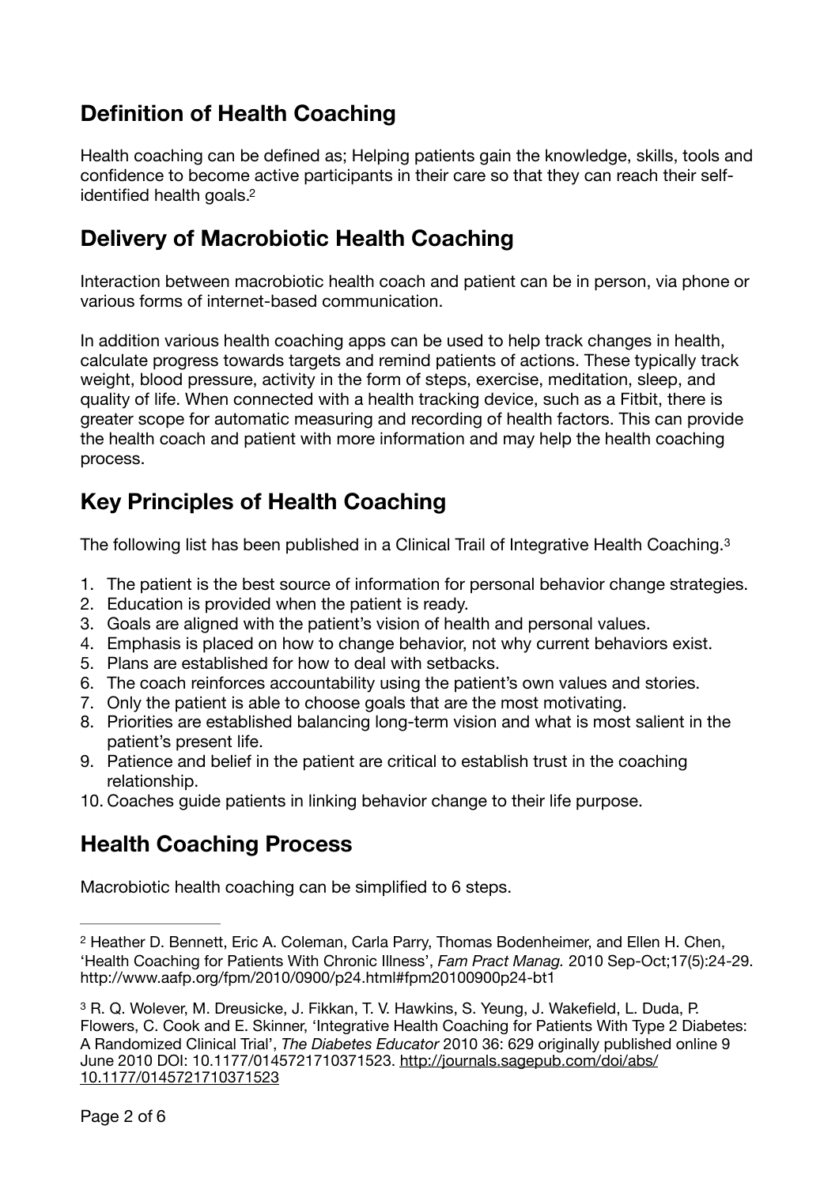## Definition of Health Coaching

Health coaching can be defined as; Helping patients gain the knowledge, skills, tools and confidence to become active participants in their care so that they can reach their self-identified health goals.[2]

## Delivery of Macrobiotic Health Coaching

Interaction between macrobiotic health coach and patient can be in person, via phone or various forms of internet-based communication.

In addition various health coaching apps can be used to help track changes in health, calculate progress towards targets and remind patients of actions. These typically track weight, blood pressure, activity in the form of steps, exercise, meditation, sleep, and quality of life. When connected with a health tracking device, such as a Fitbit, there is greater scope for automatic measuring and recording of health factors. This can provide the health coach and patient with more information and may help the health coaching process.

## Key Principles of Health Coaching

The following list has been published in a Clinical Trail of Integrative Health Coaching.[3]

1. The patient is the best source of information for personal behavior change strategies.
2. Education is provided when the patient is ready.
3. Goals are aligned with the patient's vision of health and personal values.
4. Emphasis is placed on how to change behavior, not why current behaviors exist.
5. Plans are established for how to deal with setbacks.
6. The coach reinforces accountability using the patient's own values and stories.
7. Only the patient is able to choose goals that are the most motivating.
8. Priorities are established balancing long-term vision and what is most salient in the patient's present life.
9. Patience and belief in the patient are critical to establish trust in the coaching relationship.
10. Coaches guide patients in linking behavior change to their life purpose.

## Health Coaching Process

Macrobiotic health coaching can be simplified to 6 steps.

---

[2] Heather D. Bennett, Eric A. Coleman, Carla Parry, Thomas Bodenheimer, and Ellen H. Chen, 'Health Coaching for Patients With Chronic Illness', *Fam Pract Manag.* 2010 Sep-Oct;17(5):24-29. http://www.aafp.org/fpm/2010/0900/p24.html#fpm20100900p24-bt1

[3] R. Q. Wolever, M. Dreusicke, J. Fikkan, T. V. Hawkins, S. Yeung, J. Wakefield, L. Duda, P. Flowers, C. Cook and E. Skinner, 'Integrative Health Coaching for Patients With Type 2 Diabetes: A Randomized Clinical Trial', *The Diabetes Educator* 2010 36: 629 originally published online 9 June 2010 DOI: 10.1177/0145721710371523. http://journals.sagepub.com/doi/abs/10.1177/0145721710371523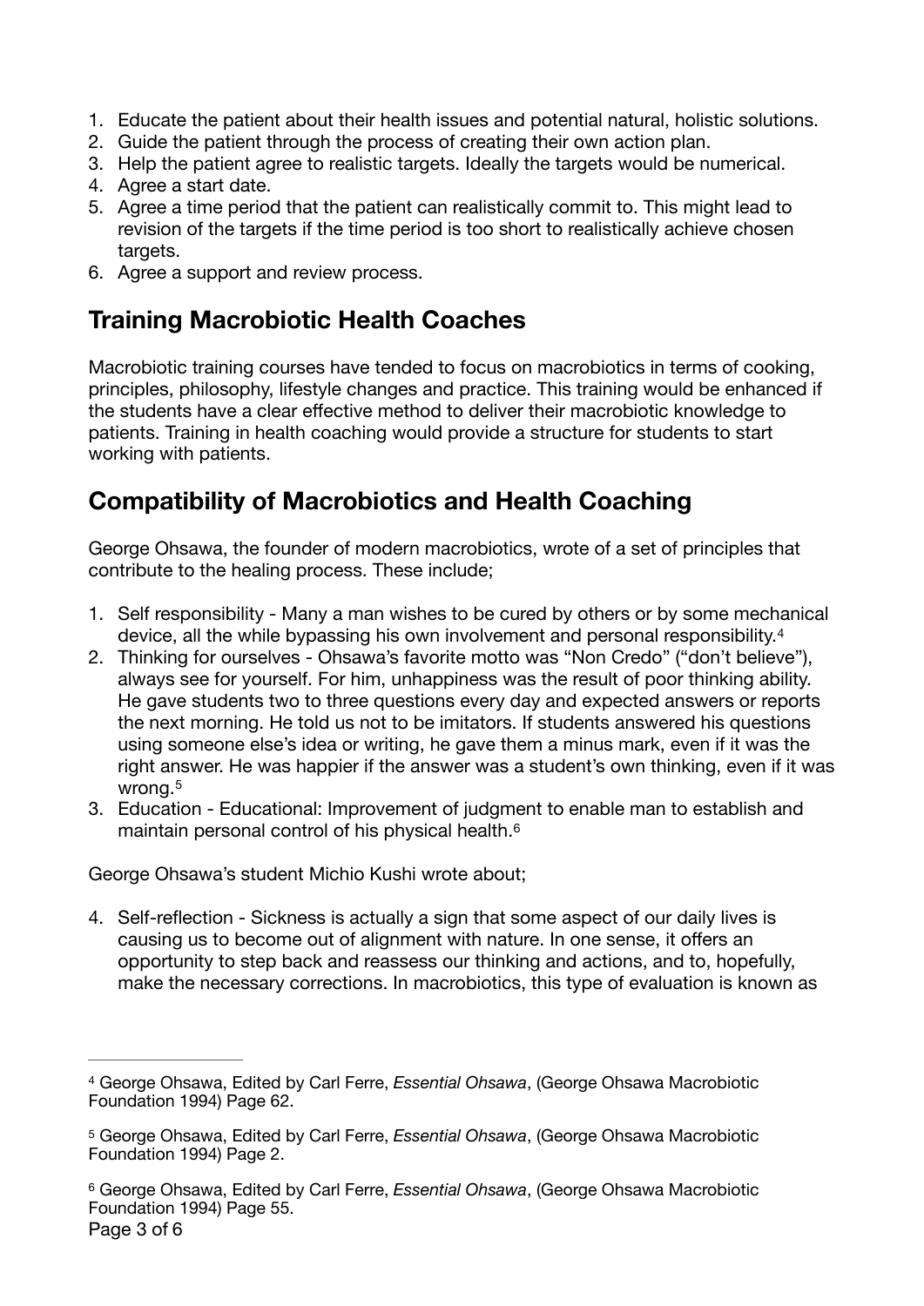1. Educate the patient about their health issues and potential natural, holistic solutions.
2. Guide the patient through the process of creating their own action plan.
3. Help the patient agree to realistic targets. Ideally the targets would be numerical.
4. Agree a start date.
5. Agree a time period that the patient can realistically commit to. This might lead to revision of the targets if the time period is too short to realistically achieve chosen targets.
6. Agree a support and review process.

## Training Macrobiotic Health Coaches

Macrobiotic training courses have tended to focus on macrobiotics in terms of cooking, principles, philosophy, lifestyle changes and practice. This training would be enhanced if the students have a clear effective method to deliver their macrobiotic knowledge to patients. Training in health coaching would provide a structure for students to start working with patients.

## Compatibility of Macrobiotics and Health Coaching

George Ohsawa, the founder of modern macrobiotics, wrote of a set of principles that contribute to the healing process. These include;

1. Self responsibility - Many a man wishes to be cured by others or by some mechanical device, all the while bypassing his own involvement and personal responsibility.[4]
2. Thinking for ourselves - Ohsawa's favorite motto was "Non Credo" ("don't believe"), always see for yourself. For him, unhappiness was the result of poor thinking ability. He gave students two to three questions every day and expected answers or reports the next morning. He told us not to be imitators. If students answered his questions using someone else's idea or writing, he gave them a minus mark, even if it was the right answer. He was happier if the answer was a student's own thinking, even if it was wrong.[5]
3. Education - Educational: Improvement of judgment to enable man to establish and maintain personal control of his physical health.[6]

George Ohsawa's student Michio Kushi wrote about;

4. Self-reflection - Sickness is actually a sign that some aspect of our daily lives is causing us to become out of alignment with nature. In one sense, it offers an opportunity to step back and reassess our thinking and actions, and to, hopefully, make the necessary corrections. In macrobiotics, this type of evaluation is known as

---

[4] George Ohsawa, Edited by Carl Ferre, *Essential Ohsawa*, (George Ohsawa Macrobiotic Foundation 1994) Page 62.

[5] George Ohsawa, Edited by Carl Ferre, *Essential Ohsawa*, (George Ohsawa Macrobiotic Foundation 1994) Page 2.

[6] George Ohsawa, Edited by Carl Ferre, *Essential Ohsawa*, (George Ohsawa Macrobiotic Foundation 1994) Page 55.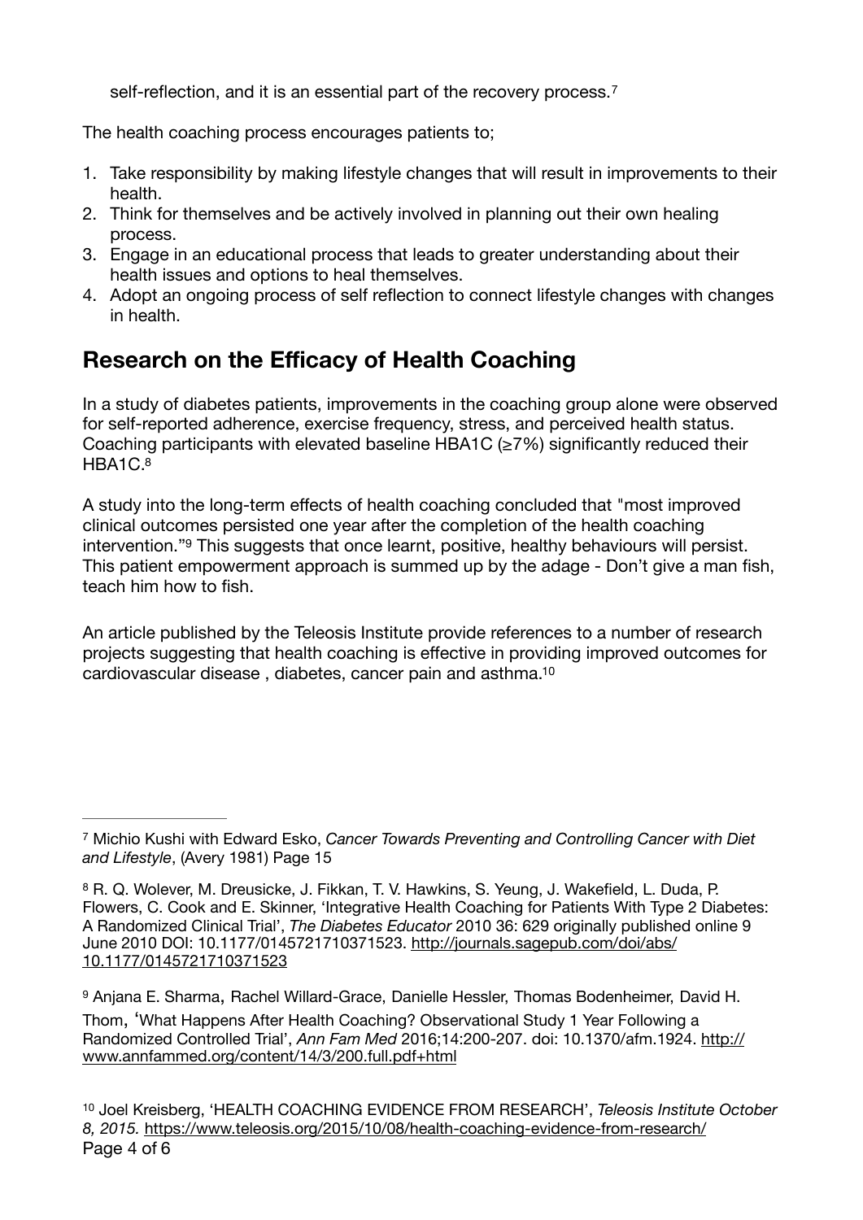self-reflection, and it is an essential part of the recovery process.[7]

The health coaching process encourages patients to;

1. Take responsibility by making lifestyle changes that will result in improvements to their health.
2. Think for themselves and be actively involved in planning out their own healing process.
3. Engage in an educational process that leads to greater understanding about their health issues and options to heal themselves.
4. Adopt an ongoing process of self reflection to connect lifestyle changes with changes in health.

## Research on the Efficacy of Health Coaching

In a study of diabetes patients, improvements in the coaching group alone were observed for self-reported adherence, exercise frequency, stress, and perceived health status. Coaching participants with elevated baseline HBA1C (≥7%) significantly reduced their HBA1C.[8]

A study into the long-term effects of health coaching concluded that "most improved clinical outcomes persisted one year after the completion of the health coaching intervention."[9] This suggests that once learnt, positive, healthy behaviours will persist. This patient empowerment approach is summed up by the adage - Don't give a man fish, teach him how to fish.

An article published by the Teleosis Institute provide references to a number of research projects suggesting that health coaching is effective in providing improved outcomes for cardiovascular disease , diabetes, cancer pain and asthma.[10]

---

[7] Michio Kushi with Edward Esko, *Cancer Towards Preventing and Controlling Cancer with Diet and Lifestyle*, (Avery 1981) Page 15

[8] R. Q. Wolever, M. Dreusicke, J. Fikkan, T. V. Hawkins, S. Yeung, J. Wakefield, L. Duda, P. Flowers, C. Cook and E. Skinner, 'Integrative Health Coaching for Patients With Type 2 Diabetes: A Randomized Clinical Trial', *The Diabetes Educator* 2010 36: 629 originally published online 9 June 2010 DOI: 10.1177/0145721710371523. http://journals.sagepub.com/doi/abs/10.1177/0145721710371523

[9] Anjana E. Sharma, Rachel Willard-Grace, Danielle Hessler, Thomas Bodenheimer, David H. Thom, 'What Happens After Health Coaching? Observational Study 1 Year Following a Randomized Controlled Trial', *Ann Fam Med* 2016;14:200-207. doi: 10.1370/afm.1924. http://www.annfammed.org/content/14/3/200.full.pdf+html

[10] Joel Kreisberg, 'HEALTH COACHING EVIDENCE FROM RESEARCH', *Teleosis Institute October 8, 2015.* https://www.teleosis.org/2015/10/08/health-coaching-evidence-from-research/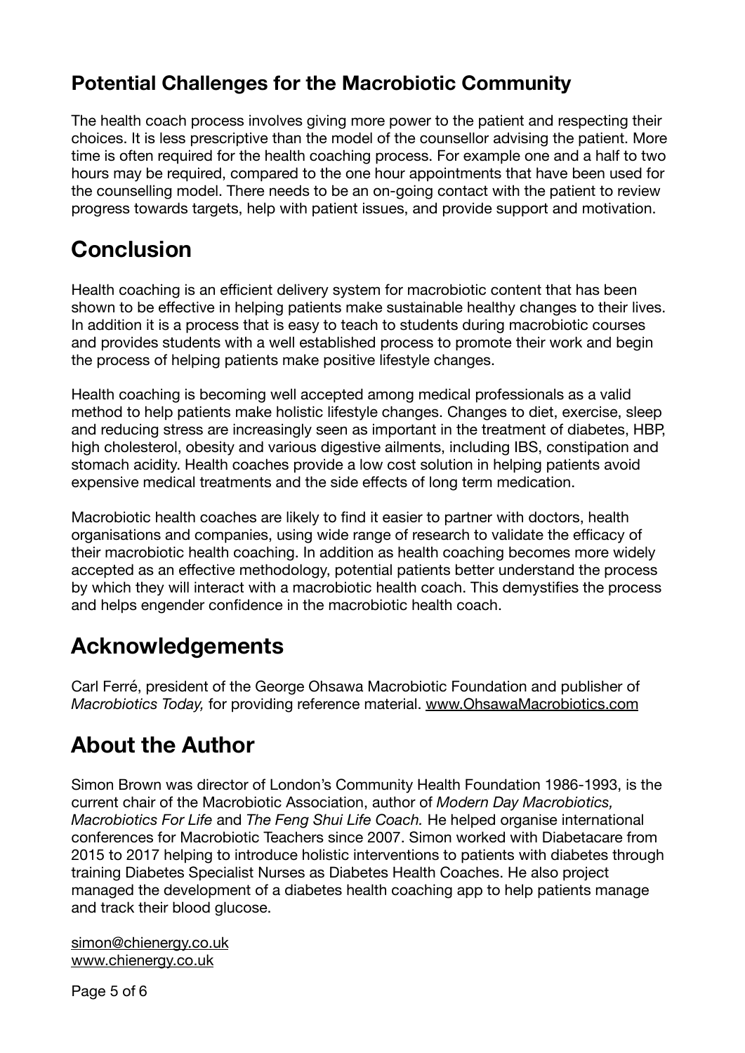### Potential Challenges for the Macrobiotic Community

The health coach process involves giving more power to the patient and respecting their choices. It is less prescriptive than the model of the counsellor advising the patient. More time is often required for the health coaching process. For example one and a half to two hours may be required, compared to the one hour appointments that have been used for the counselling model. There needs to be an on-going contact with the patient to review progress towards targets, help with patient issues, and provide support and motivation.

## Conclusion

Health coaching is an efficient delivery system for macrobiotic content that has been shown to be effective in helping patients make sustainable healthy changes to their lives. In addition it is a process that is easy to teach to students during macrobiotic courses and provides students with a well established process to promote their work and begin the process of helping patients make positive lifestyle changes.

Health coaching is becoming well accepted among medical professionals as a valid method to help patients make holistic lifestyle changes. Changes to diet, exercise, sleep and reducing stress are increasingly seen as important in the treatment of diabetes, HBP, high cholesterol, obesity and various digestive ailments, including IBS, constipation and stomach acidity. Health coaches provide a low cost solution in helping patients avoid expensive medical treatments and the side effects of long term medication.

Macrobiotic health coaches are likely to find it easier to partner with doctors, health organisations and companies, using wide range of research to validate the efficacy of their macrobiotic health coaching. In addition as health coaching becomes more widely accepted as an effective methodology, potential patients better understand the process by which they will interact with a macrobiotic health coach. This demystifies the process and helps engender confidence in the macrobiotic health coach.

## Acknowledgements

Carl Ferré, president of the George Ohsawa Macrobiotic Foundation and publisher of *Macrobiotics Today,* for providing reference material. www.OhsawaMacrobiotics.com

## About the Author

Simon Brown was director of London's Community Health Foundation 1986-1993, is the current chair of the Macrobiotic Association, author of *Modern Day Macrobiotics, Macrobiotics For Life* and *The Feng Shui Life Coach.* He helped organise international conferences for Macrobiotic Teachers since 2007. Simon worked with Diabetacare from 2015 to 2017 helping to introduce holistic interventions to patients with diabetes through training Diabetes Specialist Nurses as Diabetes Health Coaches. He also project managed the development of a diabetes health coaching app to help patients manage and track their blood glucose.

simon@chienergy.co.uk
www.chienergy.co.uk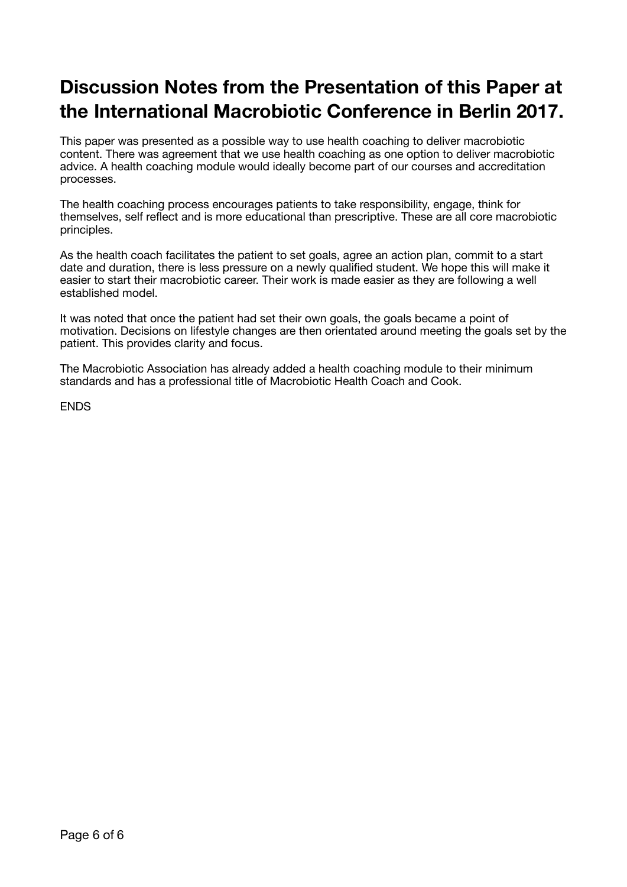# Discussion Notes from the Presentation of this Paper at the International Macrobiotic Conference in Berlin 2017.

This paper was presented as a possible way to use health coaching to deliver macrobiotic content. There was agreement that we use health coaching as one option to deliver macrobiotic advice. A health coaching module would ideally become part of our courses and accreditation processes.

The health coaching process encourages patients to take responsibility, engage, think for themselves, self reflect and is more educational than prescriptive. These are all core macrobiotic principles.

As the health coach facilitates the patient to set goals, agree an action plan, commit to a start date and duration, there is less pressure on a newly qualified student. We hope this will make it easier to start their macrobiotic career. Their work is made easier as they are following a well established model.

It was noted that once the patient had set their own goals, the goals became a point of motivation. Decisions on lifestyle changes are then orientated around meeting the goals set by the patient. This provides clarity and focus.

The Macrobiotic Association has already added a health coaching module to their minimum standards and has a professional title of Macrobiotic Health Coach and Cook.

ENDS